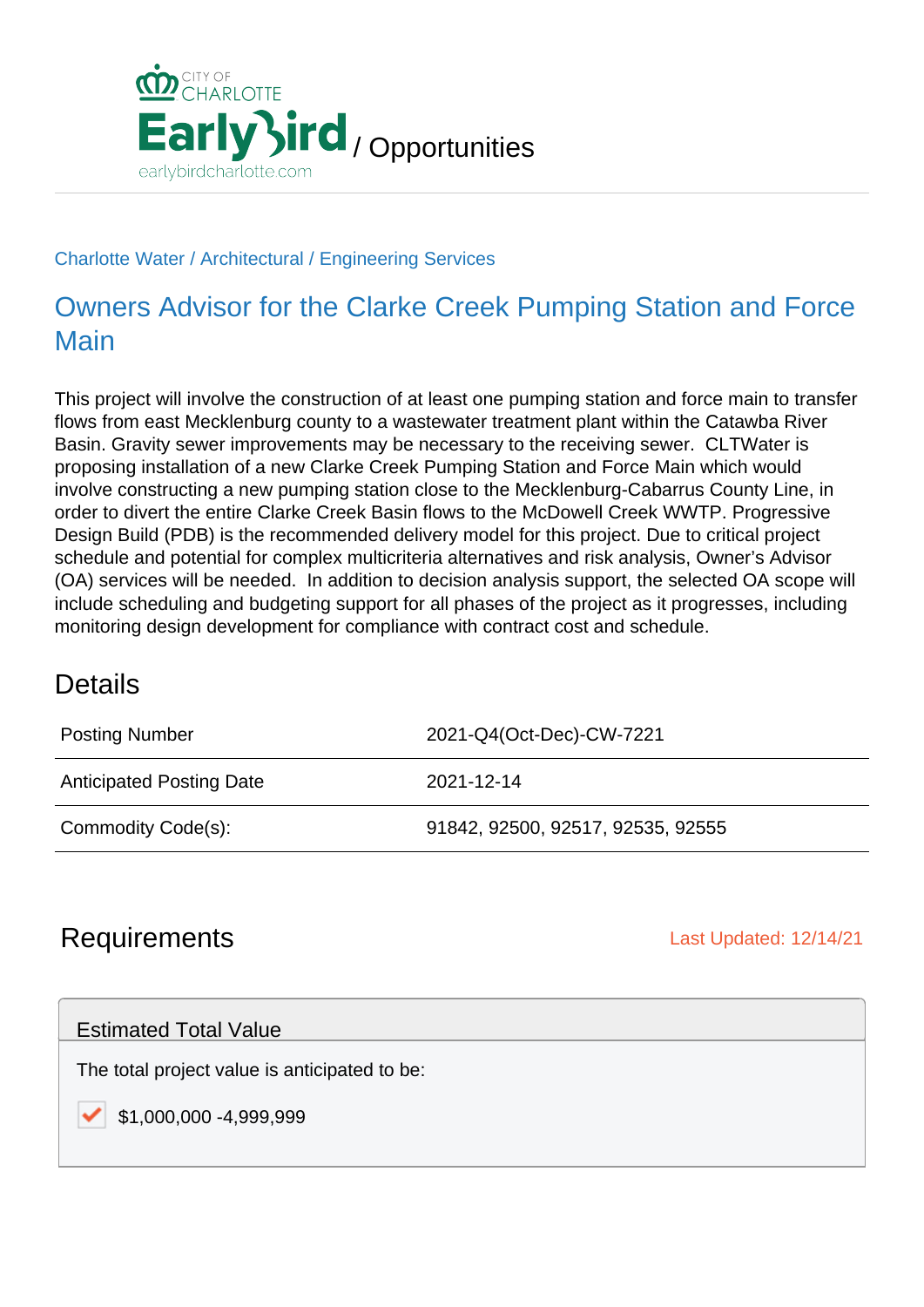CITY OF CHARLOTTE

EarlyBird / Opportunities

earlybirdcharlotte.com

Charlotte Water / Architectural / Engineering Services

# Owners Advisor for the Clarke Creek Pumping Station and Force Main

This project will involve the construction of at least one pumping station and force main to transfer flows from east Mecklenburg county to a wastewater treatment plant within the Catawba River Basin. Gravity sewer improvements may be necessary to the receiving sewer. CLTWater is proposing installation of a new Clarke Creek Pumping Station and Force Main which would involve constructing a new pumping station close to the Mecklenburg-Cabarrus County Line, in order to divert the entire Clarke Creek Basin flows to the McDowell Creek WWTP. Progressive Design Build (PDB) is the recommended delivery model for this project. Due to critical project schedule and potential for complex multicriteria alternatives and risk analysis, Owner's Advisor (OA) services will be needed. In addition to decision analysis support, the selected OA scope will include scheduling and budgeting support for all phases of the project as it progresses, including monitoring design development for compliance with contract cost and schedule.

## Details

| | |
|---|---|
| Posting Number | 2021-Q4(Oct-Dec)-CW-7221 |
| Anticipated Posting Date | 2021-12-14 |
| Commodity Code(s): | 91842, 92500, 92517, 92535, 92555 |

## Requirements

Last Updated: 12/14/21

### Estimated Total Value

The total project value is anticipated to be:

- [x] $1,000,000 -4,999,999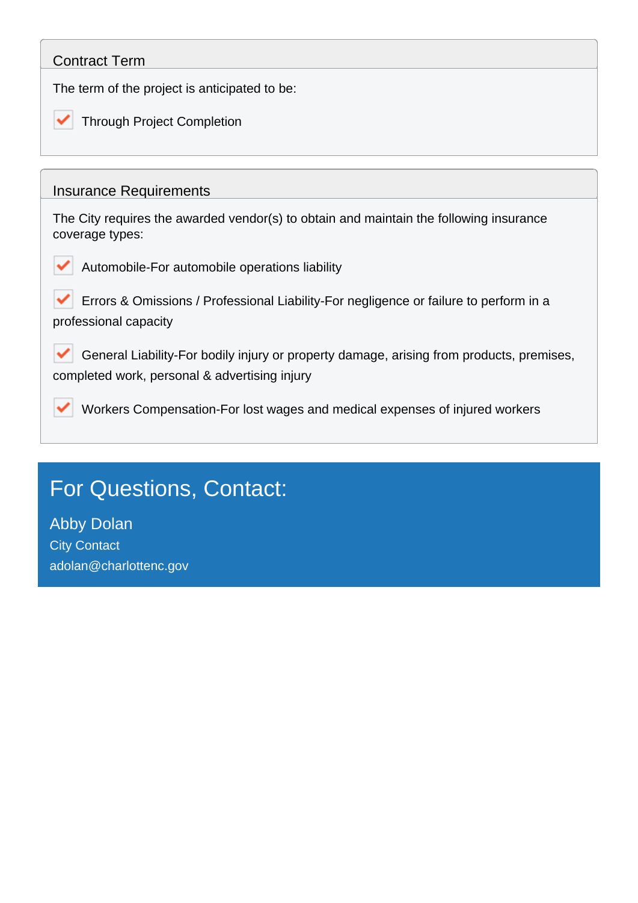## Contract Term

The term of the project is anticipated to be:

- [x] Through Project Completion

## Insurance Requirements

The City requires the awarded vendor(s) to obtain and maintain the following insurance coverage types:

- [x] Automobile-For automobile operations liability
- [x] Errors & Omissions / Professional Liability-For negligence or failure to perform in a professional capacity
- [x] General Liability-For bodily injury or property damage, arising from products, premises, completed work, personal & advertising injury
- [x] Workers Compensation-For lost wages and medical expenses of injured workers

## For Questions, Contact:

Abby Dolan
City Contact
adolan@charlottenc.gov